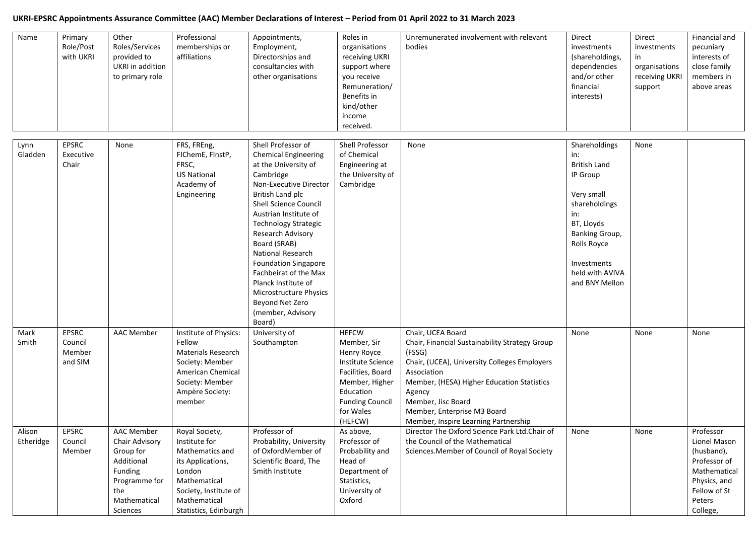**UKRI-EPSRC Appointments Assurance Committee (AAC) Member Declarations of Interest – Period from 01 April 2022 to 31 March 2023**

| Name | Primary Role/Post with UKRI | Other Roles/Services provided to UKRI in addition to primary role | Professional memberships or affiliations | Appointments, Employment, Directorships and consultancies with other organisations | Roles in organisations receiving UKRI support where you receive Remuneration/ Benefits in kind/other income received. | Unremunerated involvement with relevant bodies | Direct investments (shareholdings, dependencies and/or other financial interests) | Direct investments in organisations receiving UKRI support | Financial and pecuniary interests of close family members in above areas |
|---|---|---|---|---|---|---|---|---|---|
| Lynn Gladden | EPSRC Executive Chair | None | FRS, FREng, FIChemE, FInstP, FRSC, US National Academy of Engineering | Shell Professor of Chemical Engineering at the University of Cambridge<br>Non-Executive Director British Land plc<br>Shell Science Council<br>Austrian Institute of Technology Strategic Research Advisory Board (SRAB)<br>National Research Foundation Singapore<br>Fachbeirat of the Max Planck Institute of Microstructure Physics<br>Beyond Net Zero (member, Advisory Board) | Shell Professor of Chemical Engineering at the University of Cambridge | None | Shareholdings in:<br>British Land<br>IP Group<br><br>Very small shareholdings in:<br>BT, Lloyds Banking Group, Rolls Royce<br><br>Investments held with AVIVA and BNY Mellon | None | |
| Mark Smith | EPSRC Council Member and SIM | AAC Member | Institute of Physics: Fellow<br>Materials Research Society: Member<br>American Chemical Society: Member<br>Ampère Society: member | University of Southampton | HEFCW Member, Sir Henry Royce Institute Science Facilities, Board Member, Higher Education Funding Council for Wales (HEFCW) | Chair, UCEA Board<br>Chair, Financial Sustainability Strategy Group (FSSG)<br>Chair, (UCEA), University Colleges Employers Association<br>Member, (HESA) Higher Education Statistics Agency<br>Member, Jisc Board<br>Member, Enterprise M3 Board<br>Member, Inspire Learning Partnership | None | None | None |
| Alison Etheridge | EPSRC Council Member | AAC Member<br>Chair Advisory Group for Additional Funding Programme for the Mathematical Sciences | Royal Society, Institute for Mathematics and its Applications, London Mathematical Society, Institute of Mathematical Statistics, Edinburgh | Professor of Probability, University of OxfordMember of Scientific Board, The Smith Institute | As above, Professor of Probability and Head of Department of Statistics, University of Oxford | Director The Oxford Science Park Ltd.Chair of the Council of the Mathematical Sciences.Member of Council of Royal Society | None | None | Professor Lionel Mason (husband), Professor of Mathematical Physics, and Fellow of St Peters College, |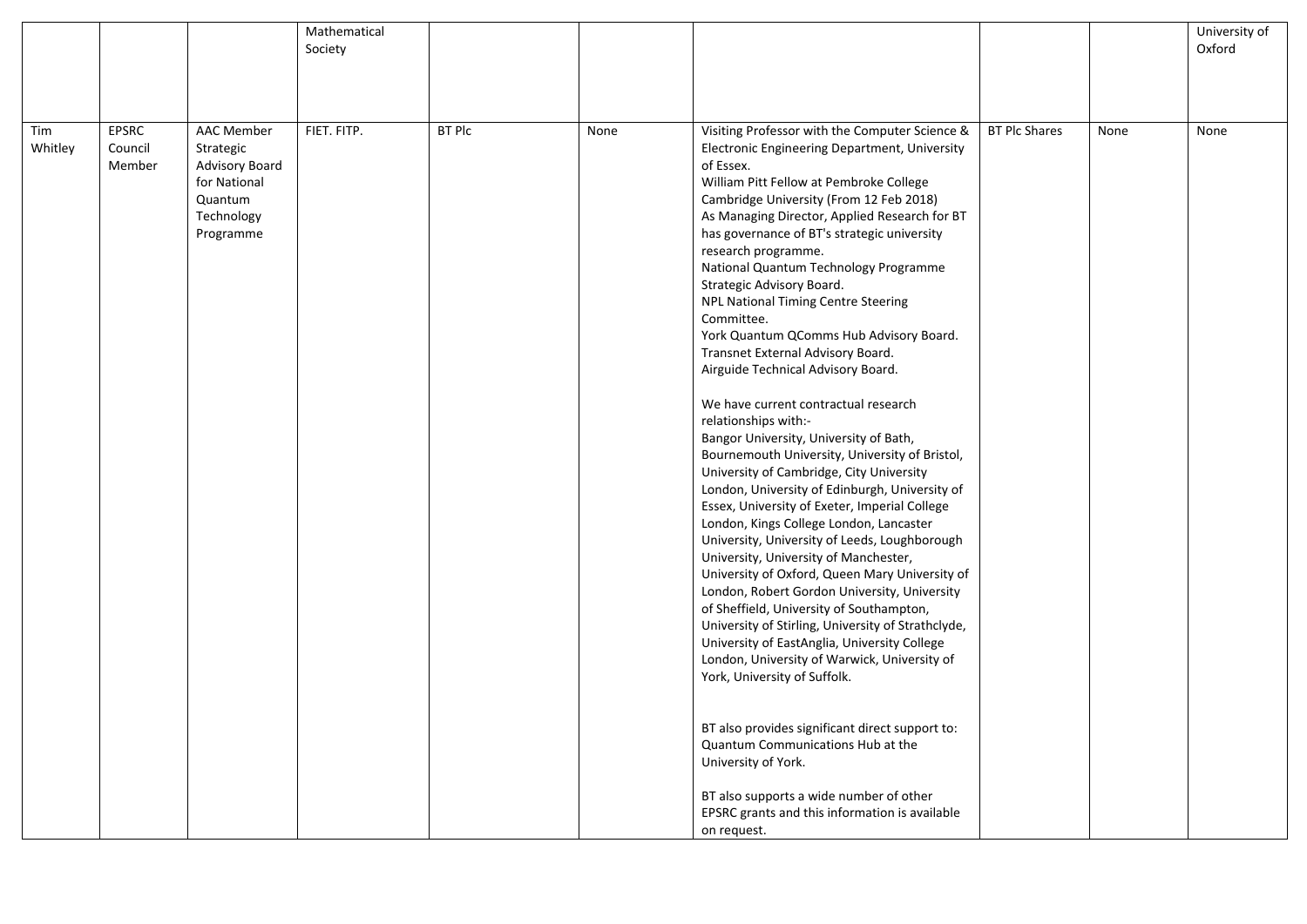| | | | | | | | | | |
|---|---|---|---|---|---|---|---|---|---|
| | | | Mathematical Society | | | | | | University of Oxford |
| Tim Whitley | EPSRC Council Member | AAC Member Strategic Advisory Board for National Quantum Technology Programme | FIET. FITP. | BT Plc | None | Visiting Professor with the Computer Science & Electronic Engineering Department, University of Essex.<br>William Pitt Fellow at Pembroke College Cambridge University (From 12 Feb 2018)<br>As Managing Director, Applied Research for BT has governance of BT's strategic university research programme.<br>National Quantum Technology Programme Strategic Advisory Board.<br>NPL National Timing Centre Steering Committee.<br>York Quantum QComms Hub Advisory Board.<br>Transnet External Advisory Board.<br>Airguide Technical Advisory Board.<br><br>We have current contractual research relationships with:-<br>Bangor University, University of Bath, Bournemouth University, University of Bristol, University of Cambridge, City University London, University of Edinburgh, University of Essex, University of Exeter, Imperial College London, Kings College London, Lancaster University, University of Leeds, Loughborough University, University of Manchester, University of Oxford, Queen Mary University of London, Robert Gordon University, University of Sheffield, University of Southampton, University of Stirling, University of Strathclyde, University of EastAnglia, University College London, University of Warwick, University of York, University of Suffolk.<br><br>BT also provides significant direct support to: Quantum Communications Hub at the University of York.<br><br>BT also supports a wide number of other EPSRC grants and this information is available on request. | BT Plc Shares | None | None |